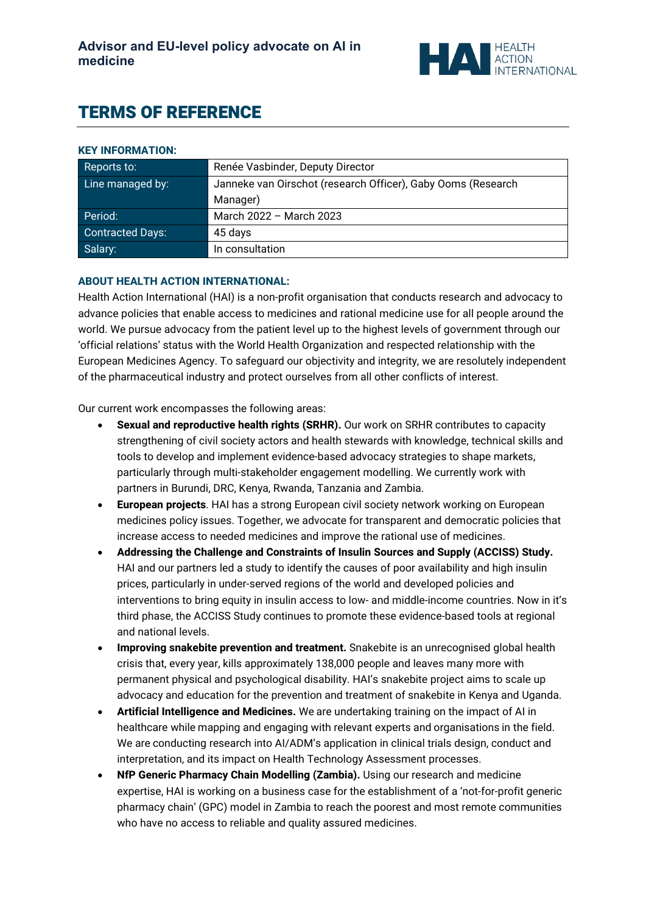# Advisor and EU-level policy advocate on AI in medicine

## TERMS OF REFERENCE

### KEY INFORMATION:

| | |
|---|---|
| Reports to: | Renée Vasbinder, Deputy Director |
| Line managed by: | Janneke van Oirschot (research Officer), Gaby Ooms (Research Manager) |
| Period: | March 2022 – March 2023 |
| Contracted Days: | 45 days |
| Salary: | In consultation |

### ABOUT HEALTH ACTION INTERNATIONAL:

Health Action International (HAI) is a non-profit organisation that conducts research and advocacy to advance policies that enable access to medicines and rational medicine use for all people around the world. We pursue advocacy from the patient level up to the highest levels of government through our 'official relations' status with the World Health Organization and respected relationship with the European Medicines Agency. To safeguard our objectivity and integrity, we are resolutely independent of the pharmaceutical industry and protect ourselves from all other conflicts of interest.

Our current work encompasses the following areas:

- **Sexual and reproductive health rights (SRHR).** Our work on SRHR contributes to capacity strengthening of civil society actors and health stewards with knowledge, technical skills and tools to develop and implement evidence-based advocacy strategies to shape markets, particularly through multi-stakeholder engagement modelling. We currently work with partners in Burundi, DRC, Kenya, Rwanda, Tanzania and Zambia.
- **European projects**. HAI has a strong European civil society network working on European medicines policy issues. Together, we advocate for transparent and democratic policies that increase access to needed medicines and improve the rational use of medicines.
- **Addressing the Challenge and Constraints of Insulin Sources and Supply (ACCISS) Study.** HAI and our partners led a study to identify the causes of poor availability and high insulin prices, particularly in under-served regions of the world and developed policies and interventions to bring equity in insulin access to low- and middle-income countries. Now in it's third phase, the ACCISS Study continues to promote these evidence-based tools at regional and national levels.
- **Improving snakebite prevention and treatment.** Snakebite is an unrecognised global health crisis that, every year, kills approximately 138,000 people and leaves many more with permanent physical and psychological disability. HAI's snakebite project aims to scale up advocacy and education for the prevention and treatment of snakebite in Kenya and Uganda.
- **Artificial Intelligence and Medicines.** We are undertaking training on the impact of AI in healthcare while mapping and engaging with relevant experts and organisations in the field. We are conducting research into AI/ADM's application in clinical trials design, conduct and interpretation, and its impact on Health Technology Assessment processes.
- **NfP Generic Pharmacy Chain Modelling (Zambia).** Using our research and medicine expertise, HAI is working on a business case for the establishment of a 'not-for-profit generic pharmacy chain' (GPC) model in Zambia to reach the poorest and most remote communities who have no access to reliable and quality assured medicines.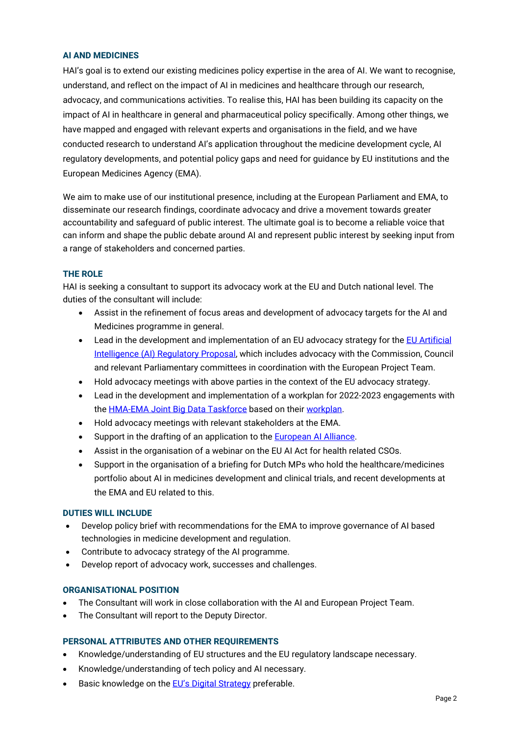## AI AND MEDICINES

HAI's goal is to extend our existing medicines policy expertise in the area of AI. We want to recognise, understand, and reflect on the impact of AI in medicines and healthcare through our research, advocacy, and communications activities. To realise this, HAI has been building its capacity on the impact of AI in healthcare in general and pharmaceutical policy specifically. Among other things, we have mapped and engaged with relevant experts and organisations in the field, and we have conducted research to understand AI's application throughout the medicine development cycle, AI regulatory developments, and potential policy gaps and need for guidance by EU institutions and the European Medicines Agency (EMA).

We aim to make use of our institutional presence, including at the European Parliament and EMA, to disseminate our research findings, coordinate advocacy and drive a movement towards greater accountability and safeguard of public interest. The ultimate goal is to become a reliable voice that can inform and shape the public debate around AI and represent public interest by seeking input from a range of stakeholders and concerned parties.

## THE ROLE

HAI is seeking a consultant to support its advocacy work at the EU and Dutch national level. The duties of the consultant will include:

- Assist in the refinement of focus areas and development of advocacy targets for the AI and Medicines programme in general.
- Lead in the development and implementation of an EU advocacy strategy for the EU Artificial Intelligence (AI) Regulatory Proposal, which includes advocacy with the Commission, Council and relevant Parliamentary committees in coordination with the European Project Team.
- Hold advocacy meetings with above parties in the context of the EU advocacy strategy.
- Lead in the development and implementation of a workplan for 2022-2023 engagements with the HMA-EMA Joint Big Data Taskforce based on their workplan.
- Hold advocacy meetings with relevant stakeholders at the EMA.
- Support in the drafting of an application to the European AI Alliance.
- Assist in the organisation of a webinar on the EU AI Act for health related CSOs.
- Support in the organisation of a briefing for Dutch MPs who hold the healthcare/medicines portfolio about AI in medicines development and clinical trials, and recent developments at the EMA and EU related to this.

## DUTIES WILL INCLUDE

- Develop policy brief with recommendations for the EMA to improve governance of AI based technologies in medicine development and regulation.
- Contribute to advocacy strategy of the AI programme.
- Develop report of advocacy work, successes and challenges.

## ORGANISATIONAL POSITION

- The Consultant will work in close collaboration with the AI and European Project Team.
- The Consultant will report to the Deputy Director.

## PERSONAL ATTRIBUTES AND OTHER REQUIREMENTS

- Knowledge/understanding of EU structures and the EU regulatory landscape necessary.
- Knowledge/understanding of tech policy and AI necessary.
- Basic knowledge on the EU's Digital Strategy preferable.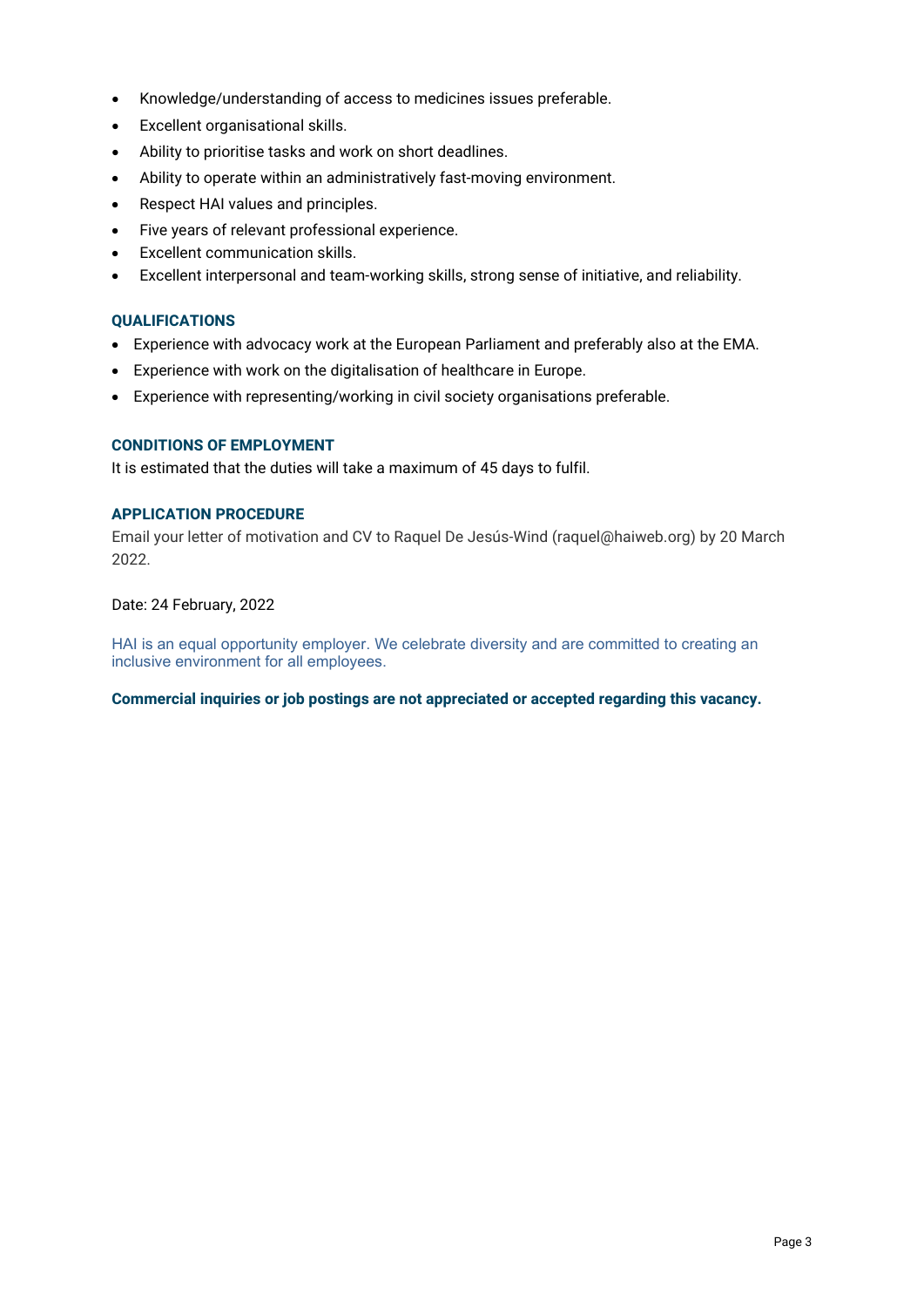- Knowledge/understanding of access to medicines issues preferable.
- Excellent organisational skills.
- Ability to prioritise tasks and work on short deadlines.
- Ability to operate within an administratively fast-moving environment.
- Respect HAI values and principles.
- Five years of relevant professional experience.
- Excellent communication skills.
- Excellent interpersonal and team-working skills, strong sense of initiative, and reliability.

## QUALIFICATIONS

- Experience with advocacy work at the European Parliament and preferably also at the EMA.
- Experience with work on the digitalisation of healthcare in Europe.
- Experience with representing/working in civil society organisations preferable.

## CONDITIONS OF EMPLOYMENT

It is estimated that the duties will take a maximum of 45 days to fulfil.

## APPLICATION PROCEDURE

Email your letter of motivation and CV to Raquel De Jesús-Wind (raquel@haiweb.org) by 20 March 2022.

Date: 24 February, 2022

HAI is an equal opportunity employer. We celebrate diversity and are committed to creating an inclusive environment for all employees.

**Commercial inquiries or job postings are not appreciated or accepted regarding this vacancy.**